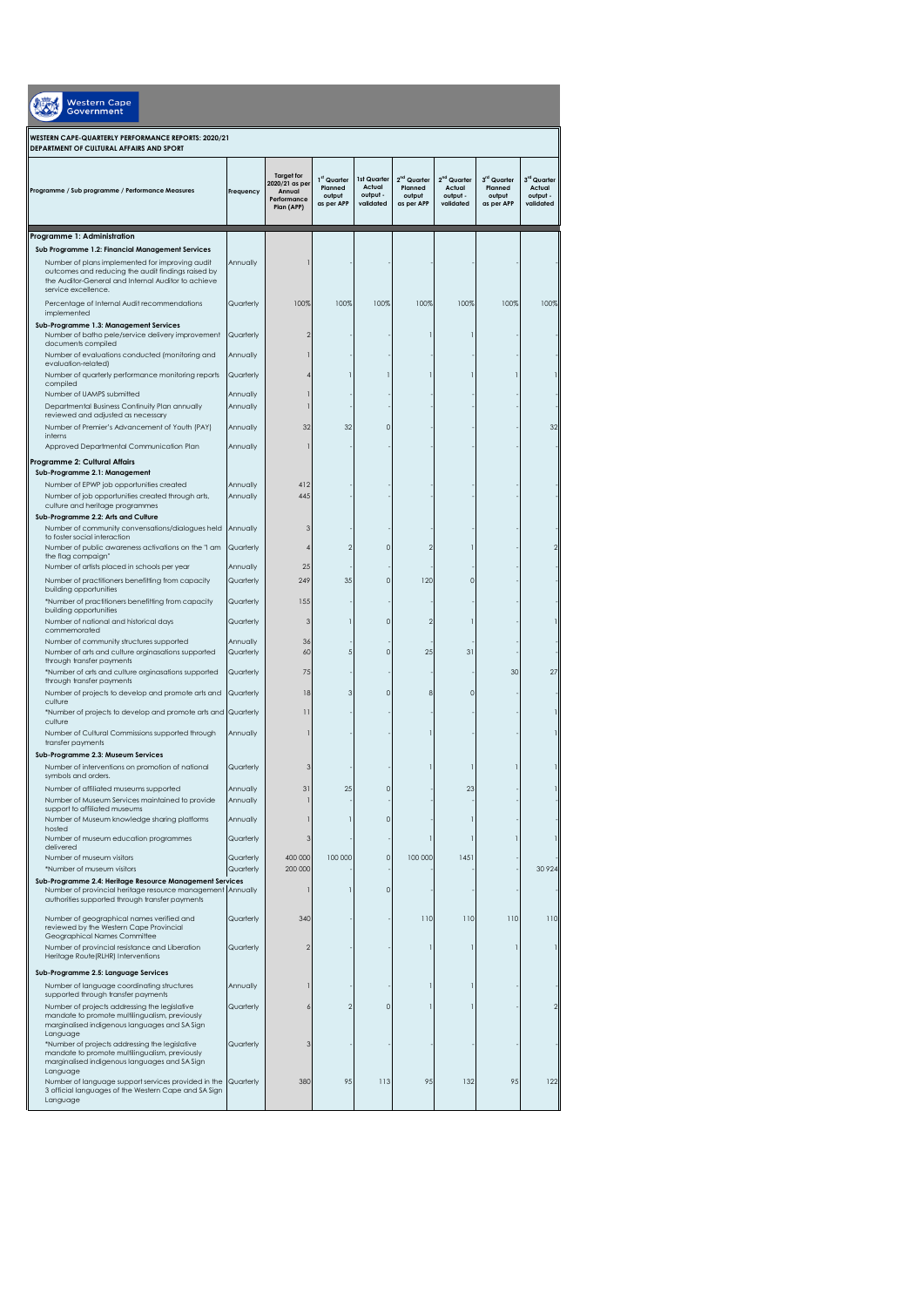Western Cape Government

**WESTERN CAPE-QUARTERLY PERFORMANCE REPORTS: 2020/21**
**DEPARTMENT OF CULTURAL AFFAIRS AND SPORT**

| Programme / Sub programme / Performance Measures | Frequency | Target for 2020/21 as per Annual Performance Plan (APP) | 1st Quarter Planned output as per APP | 1st Quarter Actual output - validated | 2nd Quarter Planned output as per APP | 2nd Quarter Actual output - validated | 3rd Quarter Planned output as per APP | 3rd Quarter Actual output - validated |
|---|---|---|---|---|---|---|---|---|
| **Programme 1: Administration** | | | | | | | | |
| **Sub Programme 1.2: Financial Management Services** | | | | | | | | |
| Number of plans implemented for improving audit outcomes and reducing the audit findings raised by the Auditor-General and Internal Auditor to achieve service excellence. | Annually | 1 | - | - | - | - | - | - |
| Percentage of Internal Audit recommendations implemented | Quarterly | 100% | 100% | 100% | 100% | 100% | 100% | 100% |
| **Sub-Programme 1.3: Management Services** | | | | | | | | |
| Number of batho pele/service delivery improvement documents compiled | Quarterly | 2 | - | - | 1 | 1 | - | - |
| Number of evaluations conducted (monitoring and evaluation-related) | Annually | 1 | - | - | - | - | - | - |
| Number of quarterly performance monitoring reports compiled | Quarterly | 4 | 1 | 1 | 1 | 1 | 1 | 1 |
| Number of UAMPS submitted | Annually | 1 | - | - | - | - | - | - |
| Departmental Business Continuity Plan annually reviewed and adjusted as necessary | Annually | 1 | - | - | - | - | - | - |
| Number of Premier's Advancement of Youth (PAY) interns | Annually | 32 | 32 | 0 | - | - | - | 32 |
| Approved Departmental Communication Plan | Annually | 1 | - | - | - | - | - | - |
| **Programme 2: Cultural Affairs** | | | | | | | | |
| **Sub-Programme 2.1: Management** | | | | | | | | |
| Number of EPWP job opportunities created | Annually | 412 | - | - | - | - | - | - |
| Number of job opportunities created through arts, culture and heritage programmes | Annually | 445 | - | - | - | - | - | - |
| **Sub-Programme 2.2: Arts and Culture** | | | | | | | | |
| Number of community convensations/dialogues held to foster social interaction | Annually | 3 | - | - | - | - | - | - |
| Number of public awareness activations on the "I am the flag campaign" | Quarterly | 4 | 2 | 0 | 2 | 1 | - | 2 |
| Number of artists placed in schools per year | Annually | 25 | - | - | - | - | - | - |
| Number of practitioners benefitting from capacity building opportunities | Quarterly | 249 | 35 | 0 | 120 | 0 | - | - |
| *Number of practitioners benefitting from capacity building opportunities | Quarterly | 155 | - | - | - | - | - | - |
| Number of national and historical days commemorated | Quarterly | 3 | 1 | 0 | 2 | 1 | - | 1 |
| Number of community structures supported | Annually | 36 | - | - | - | - | - | - |
| Number of arts and culture orginasations supported through transfer payments | Quarterly | 60 | 5 | 0 | 25 | 31 | - | - |
| *Number of arts and culture orginasations supported through transfer payments | Quarterly | 75 | - | - | - | - | 30 | 27 |
| Number of projects to develop and promote arts and culture | Quarterly | 18 | 3 | 0 | 8 | 0 | - | - |
| *Number of projects to develop and promote arts and culture | Quarterly | 11 | - | - | - | - | - | 1 |
| Number of Cultural Commissions supported through transfer payments | Annually | 1 | - | - | 1 | - | - | 1 |
| **Sub-Programme 2.3: Museum Services** | | | | | | | | |
| Number of interventions on promotion of national symbols and orders. | Quarterly | 3 | - | - | 1 | 1 | 1 | 1 |
| Number of affiliated museums supported | Annually | 31 | 25 | 0 | - | 23 | - | 1 |
| Number of Museum Services maintained to provide support to affiliated museums | Annually | 1 | - | - | - | - | - | - |
| Number of Museum knowledge sharing platforms hosted | Annually | 1 | 1 | 0 | - | 1 | - | - |
| Number of museum education programmes delivered | Quarterly | 3 | - | - | 1 | 1 | 1 | 1 |
| Number of museum visitors | Quarterly | 400 000 | 100 000 | 0 | 100 000 | 1451 | - | - |
| *Number of museum visitors | Quarterly | 200 000 | - | - | - | - | - | 30 924 |
| **Sub-Programme 2.4: Heritage Resource Management Services** | | | | | | | | |
| Number of provincial heritage resource management authorities supported through transfer payments | Annually | 1 | 1 | 0 | - | - | - | - |
| Number of geographical names verified and reviewed by the Western Cape Provincial Geographical Names Committee | Quarterly | 340 | - | - | 110 | 110 | 110 | 110 |
| Number of provincial resistance and Liberation Heritage Route(RLHR) Interventions | Quarterly | 2 | - | - | 1 | 1 | 1 | 1 |
| **Sub-Programme 2.5: Language Services** | | | | | | | | |
| Number of language coordinating structures supported through transfer payments | Annually | 1 | - | - | 1 | 1 | - | - |
| Number of projects addressing the legislative mandate to promote multilingualism, previously marginalised indigenous languages and SA Sign Language | Quarterly | 6 | 2 | 0 | 1 | 1 | - | 2 |
| *Number of projects addressing the legislative mandate to promote multilingualism, previously marginalised indigenous languages and SA Sign Language | Quarterly | 3 | - | - | - | - | - | - |
| Number of language support services provided in the 3 official languages of the Western Cape and SA Sign Language | Quarterly | 380 | 95 | 113 | 95 | 132 | 95 | 122 |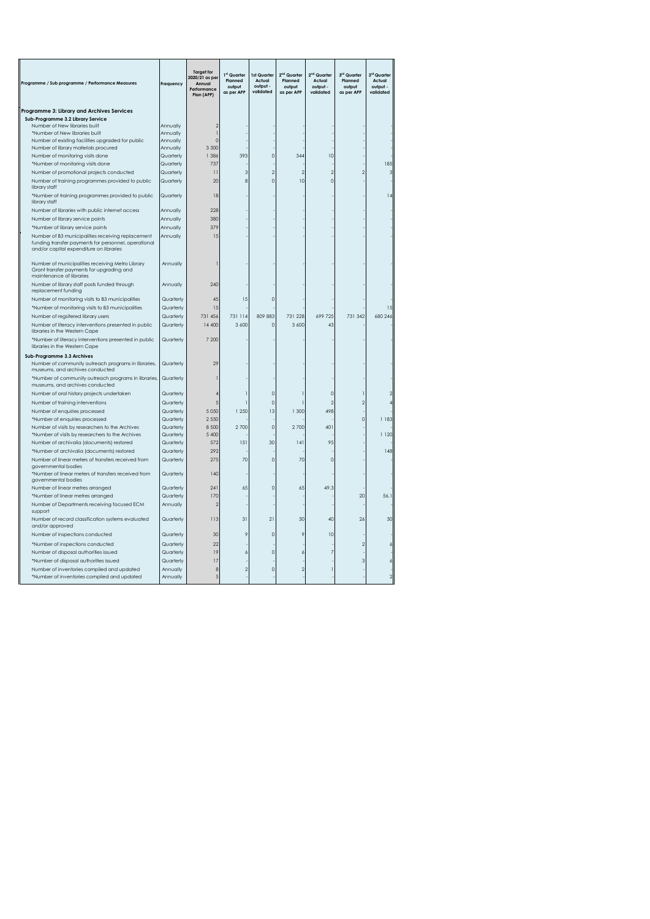| Programme / Sub programme / Performance Measures | Frequency | Target for 2020/21 as per Annual Performance Plan (APP) | 1st Quarter Planned output as per APP | 1st Quarter Actual output - validated | 2nd Quarter Planned output as per APP | 2nd Quarter Actual output - validated | 3rd Quarter Planned output as per APP | 3rd Quarter Actual output - validated |
|---|---|---|---|---|---|---|---|---|
| **Programme 3: Library and Archives Services** | | | | | | | | |
| **Sub-Programme 3.2 Library Service** | | | | | | | | |
| Number of New libraries built | Annually | 2 | - | - | - | - | - | - |
| *Number of New libraries built | Annually | 1 | - | - | - | - | - | - |
| Number of existing facilities upgraded for public | Annually | 0 | - | - | - | - | - | - |
| Number of library materials procured | Annually | 3 300 | - | - | - | - | - | - |
| Number of monitoring visits done | Quarterly | 1 386 | 393 | 0 | 344 | 10 | - | - |
| *Number of monitoring visits done | Quarterly | 737 | - | - | - | - | - | 185 |
| Number of promotional projects conducted | Quarterly | 11 | 3 | 2 | 2 | 2 | 2 | 3 |
| Number of training programmes provided to public library staff | Quarterly | 20 | 8 | 0 | 10 | 0 | - | - |
| *Number of training programmes provided to public library staff | Quarterly | 18 | - | - | - | - | - | 14 |
| Number of libraries with public internet access | Annually | 228 | - | - | - | - | - | - |
| Number of library service points | Annually | 380 | - | - | - | - | - | - |
| *Number of library service points | Annually | 379 | - | - | - | - | - | - |
| Number of B3 municipalities receiving replacement funding transfer payments for personnel, operational and/or capital expenditure on libraries | Annually | 15 | - | - | - | - | - | - |
| Number of municipalities receiving Metro Library Grant transfer payments for upgrading and maintenance of libraries | Annually | 1 | - | - | - | - | - | - |
| Number of library staff posts funded through replacement funding | Annually | 240 | - | - | - | - | - | - |
| Number of monitoring visits to B3 municipalities | Quarterly | 45 | 15 | 0 | - | - | - | - |
| *Number of monitoring visits to B3 municipalities | Quarterly | 15 | - | - | - | - | - | 15 |
| Number of registered library users | Quarterly | 731 456 | 731 114 | 809 883 | 731 228 | 699 725 | 731 342 | 680 246 |
| Number of literacy interventions presented in public libraries in the Western Cape | Quarterly | 14 400 | 3 600 | 0 | 3 600 | 43 | - | - |
| *Number of literacy interventions presented in public libraries in the Western Cape | Quarterly | 7 200 | - | - | - | - | - | - |
| **Sub-Programme 3.3 Archives** | | | | | | | | |
| Number of community outreach programs in libraries, museums, and archives conducted | Quarterly | 29 | - | - | - | - | - | - |
| *Number of community outreach programs in libraries, museums, and archives conducted | Quarterly | 1 | - | - | - | - | - | - |
| Number of oral history projects undertaken | Quarterly | 4 | 1 | 0 | 1 | 0 | 1 | 2 |
| Number of training interventions | Quarterly | 5 | 1 | 0 | 1 | 2 | 2 | 4 |
| Number of enquiries processed | Quarterly | 5 050 | 1 250 | 13 | 1 300 | 498 | - | - |
| *Number of enquiries processed | Quarterly | 2 550 | - | - | - | - | 0 | 1 183 |
| Number of visits by researchers to the Archives | Quarterly | 8 500 | 2 700 | 0 | 2 700 | 401 | - | - |
| *Number of visits by researchers to the Archives | Quarterly | 5 400 | - | - | - | - | - | 1 120 |
| Number of archivalia (documents) restored | Quarterly | 572 | 151 | 30 | 141 | 95 | - | - |
| *Number of archivalia (documents) restored | Quarterly | 292 | - | - | - | - | - | 148 |
| Number of linear meters of transfers received from governmental bodies | Quarterly | 275 | 70 | 0 | 70 | 0 | - | - |
| *Number of linear meters of transfers received from governmental bodies | Quarterly | 140 | - | - | - | - | - | - |
| Number of linear metres arranged | Quarterly | 241 | 65 | 0 | 65 | 49.3 | - | - |
| *Number of linear metres arranged | Quarterly | 170 | - | - | - | - | 20 | 56.1 |
| Number of Departments receiving focused ECM support | Annually | 2 | - | - | - | - | - | - |
| Number of record classification systems evaluated and/or approved | Quarterly | 113 | 31 | 21 | 30 | 40 | 26 | 30 |
| Number of inspections conducted | Quarterly | 30 | 9 | 0 | 9 | 10 | - | - |
| *Number of inspections conducted | Quarterly | 22 | - | - | - | - | 2 | 6 |
| Number of disposal authorities issued | Quarterly | 19 | 6 | 0 | 6 | 7 | - | - |
| *Number of disposal authorities issued | Quarterly | 17 | - | - | - | - | 3 | 6 |
| Number of inventories compiled and updated | Annually | 8 | 2 | 0 | 2 | 1 | - | - |
| *Number of inventories compiled and updated | Annually | 5 | - | - | - | - | - | 2 |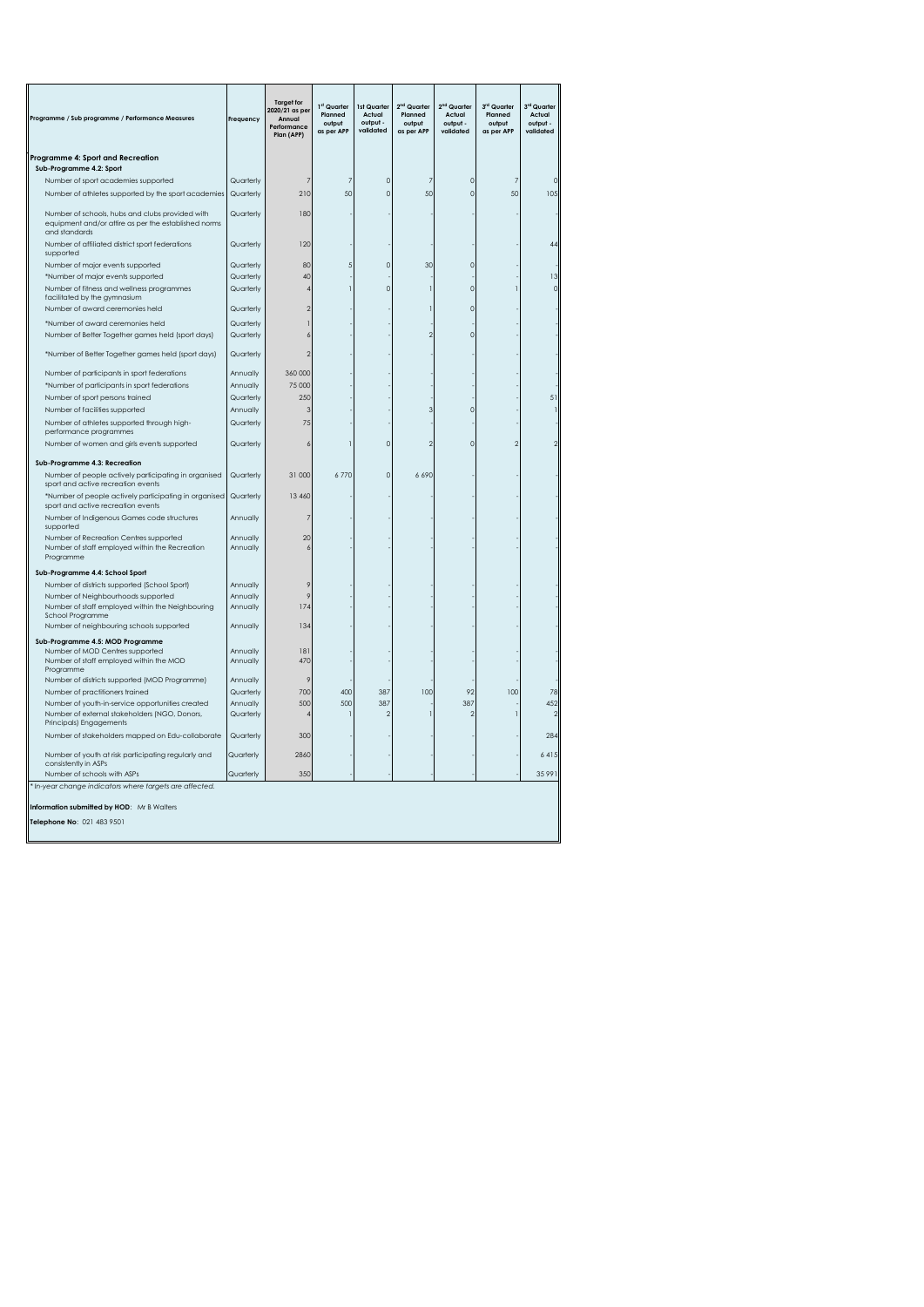| Programme / Sub programme / Performance Measures | Frequency | Target for 2020/21 as per Annual Performance Plan (APP) | 1st Quarter Planned output as per APP | 1st Quarter Actual output - validated | 2nd Quarter Planned output as per APP | 2nd Quarter Actual output - validated | 3rd Quarter Planned output as per APP | 3rd Quarter Actual output - validated |
|---|---|---|---|---|---|---|---|---|
| **Programme 4: Sport and Recreation** | | | | | | | | |
| **Sub-Programme 4.2: Sport** | | | | | | | | |
| Number of sport academies supported | Quarterly | 7 | 7 | 0 | 7 | 0 | 7 | 0 |
| Number of athletes supported by the sport academies | Quarterly | 210 | 50 | 0 | 50 | 0 | 50 | 105 |
| Number of schools, hubs and clubs provided with equipment and/or attire as per the established norms and standards | Quarterly | 180 | - | - | - | - | - | - |
| Number of affiliated district sport federations supported | Quarterly | 120 | - | - | - | - | - | 44 |
| Number of major events supported | Quarterly | 80 | 5 | 0 | 30 | 0 | - | - |
| *Number of major events supported | Quarterly | 40 | - | - | - | - | - | 13 |
| Number of fitness and wellness programmes facilitated by the gymnasium | Quarterly | 4 | 1 | 0 | 1 | 0 | 1 | 0 |
| Number of award ceremonies held | Quarterly | 2 | - | - | 1 | 0 | - | - |
| *Number of award ceremonies held | Quarterly | 1 | - | - | - | - | - | - |
| Number of Better Together games held (sport days) | Quarterly | 6 | - | - | 2 | 0 | - | - |
| *Number of Better Together games held (sport days) | Quarterly | 2 | - | - | - | - | - | - |
| Number of participants in sport federations | Annually | 360 000 | - | - | - | - | - | - |
| *Number of participants in sport federations | Annually | 75 000 | - | - | - | - | - | - |
| Number of sport persons trained | Quarterly | 250 | - | - | - | - | - | 51 |
| Number of facilities supported | Annually | 3 | - | - | 3 | 0 | - | 1 |
| Number of athletes supported through high-performance programmes | Quarterly | 75 | - | - | - | - | - | - |
| Number of women and girls events supported | Quarterly | 6 | 1 | 0 | 2 | 0 | 2 | 2 |
| **Sub-Programme 4.3: Recreation** | | | | | | | | |
| Number of people actively participating in organised sport and active recreation events | Quarterly | 31 000 | 6 770 | 0 | 6 690 | - | - | - |
| *Number of people actively participating in organised sport and active recreation events | Quarterly | 13 460 | - | - | - | - | - | - |
| Number of Indigenous Games code structures supported | Annually | 7 | - | - | - | - | - | - |
| Number of Recreation Centres supported | Annually | 20 | - | - | - | - | - | - |
| Number of staff employed within the Recreation Programme | Annually | 6 | - | - | - | - | - | - |
| **Sub-Programme 4.4: School Sport** | | | | | | | | |
| Number of districts supported (School Sport) | Annually | 9 | - | - | - | - | - | - |
| Number of Neighbourhoods supported | Annually | 9 | - | - | - | - | - | - |
| Number of staff employed within the Neighbouring School Programme | Annually | 174 | - | - | - | - | - | - |
| Number of neighbouring schools supported | Annually | 134 | - | - | - | - | - | - |
| **Sub-Programme 4.5: MOD Programme** | | | | | | | | |
| Number of MOD Centres supported | Annually | 181 | - | - | - | - | - | - |
| Number of staff employed within the MOD Programme | Annually | 470 | - | - | - | - | - | - |
| Number of districts supported (MOD Programme) | Annually | 9 | - | - | - | - | - | - |
| Number of practitioners trained | Quarterly | 700 | 400 | 387 | 100 | 92 | 100 | 78 |
| Number of youth-in-service opportunities created | Annually | 500 | 500 | 387 | - | 387 | - | 452 |
| Number of external stakeholders (NGO, Donors, Principals) Engagements | Quarterly | 4 | 1 | 2 | 1 | 2 | 1 | 2 |
| Number of stakeholders mapped on Edu-collaborate | Quarterly | 300 | - | - | - | - | - | 284 |
| Number of youth at risk participating regularly and consistently in ASPs | Quarterly | 2860 | - | - | - | - | - | 6 415 |
| Number of schools with ASPs | Quarterly | 350 | - | - | - | - | - | 35 991 |

*\* In-year change indicators where targets are affected.*

**Information submitted by HOD**: Mr B Walters

**Telephone No**: 021 483 9501